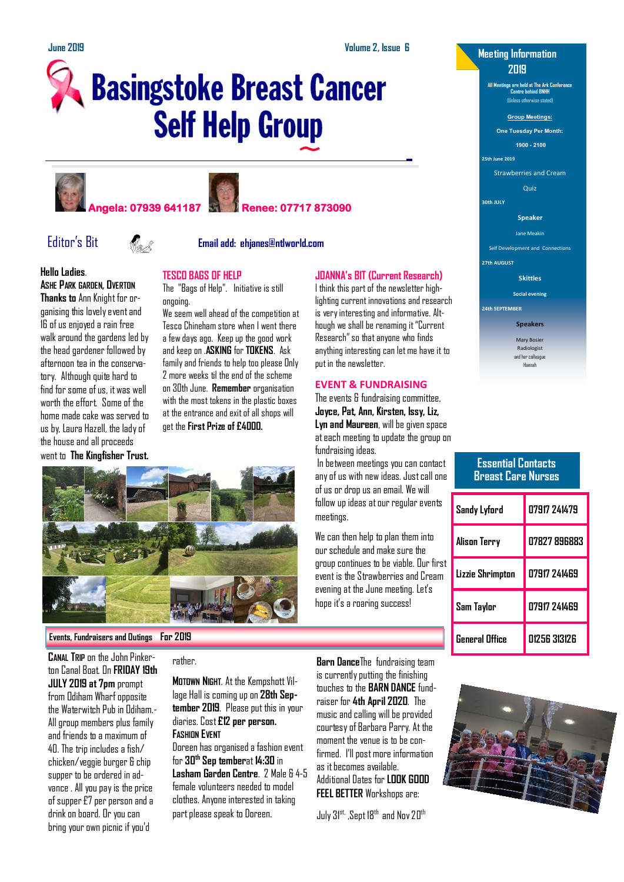June 2019 Volume 2, Issue 6

# Basingstoke Breast Cancer Self Help Group

**Angela: 07939 641187** **Renee: 07717 873090**

## Editor's Bit

**Email add: ehjanes@ntlworld.com**

**Hello Ladies.**

**Ashe Park Garden, Overton**

**Thanks to** Ann Knight for organising this lovely event and 16 of us enjoyed a rain free walk around the gardens led by the head gardener followed by afternoon tea in the conservatory. Although quite hard to find for some of us, it was well worth the effort. Some of the home made cake was served to us by, Laura Hazell, the lady of the house and all proceeds went to **The Kingfisher Trust.**

### TESCO BAGS OF HELP

The "Bags of Help". Initiative is still ongoing.

We seem well ahead of the competition at Tesco Chineham store when I went there a few days ago. Keep up the good work and keep on .**ASKING** for **TOKENS**. Ask family and friends to help too please Only 2 more weeks til the end of the scheme on 30th June. **Remember** organisation with the most tokens in the plastic boxes at the entrance and exit of all shops will get the **First Prize of £4000.**

### JOANNA's BIT (Current Research)

I think this part of the newsletter highlighting current innovations and research is very interesting and informative. Although we shall be renaming it "Current Research" so that anyone who finds anything interesting can let me have it to put in the newsletter.

### EVENT & FUNDRAISING

The events & fundraising committee, **Joyce, Pat, Ann, Kirsten, Issy, Liz, Lyn and Maureen**, will be given space at each meeting to update the group on fundraising ideas.

In between meetings you can contact any of us with new ideas. Just call one of us or drop us an email. We will follow up ideas at our regular events meetings.

We can then help to plan them into our schedule and make sure the group continues to be viable. Our first event is the Strawberries and Cream evening at the June meeting. Let's hope it's a roaring success!

## Meeting Information 2019

All Meetings are held at The Ark Conference Centre behind BNHH
(Unless otherwise stated)

**Group Meetings:**

**One Tuesday Per Month:**

**1900 - 2100**

**25th June 2019**
Strawberries and Cream
Quiz

**30th JULY**
**Speaker**
Jane Meakin
Self Development and Connections

**27th AUGUST**
**Skittles**
Social evening

**24th SEPTEMBER**
**Speakers**
Mary Bosier
Radiologist
and her colleague
Hannah

## Essential Contacts Breast Care Nurses

| | |
|---|---|
| Sandy Lyford | 07917 241479 |
| Alison Terry | 07827 896883 |
| Lizzie Shrimpton | 07917 241469 |
| Sam Taylor | 07917 241469 |
| General Office | 01256 313126 |

## Events, Fundraisers and Outings For 2019

**Canal Trip** on the John Pinkerton Canal Boat. On **FRIDAY 19th JULY 2019 at 7pm** prompt from Odiham Wharf opposite the Waterwitch Pub in Odiham.- All group members plus family and friends to a maximum of 40. The trip includes a fish/chicken/veggie burger & chip supper to be ordered in advance . All you pay is the price of supper £7 per person and a drink on board. Or you can bring your own picnic if you'd rather.

**Motown Night**. At the Kempshott Village Hall is coming up on **28th September 2019**. Please put this in your diaries. Cost **£12 per person.**

**Fashion Event**

Doreen has organised a fashion event for **30th Sep temberat 14:30** in **Lasham Garden Centre**. 2 Male & 4-5 female volunteers needed to model clothes. Anyone interested in taking part please speak to Doreen.

**Barn Dance**The fundraising team is currently putting the finishing touches to the **BARN DANCE** fundraiser for **4th April 2020**. The music and calling will be provided courtesy of Barbara Parry. At the moment the venue is to be confirmed. I'll post more information as it becomes available.

Additional Dates for **LOOK GOOD FEEL BETTER** Workshops are:

July 31st ,Sept 18th and Nov 20th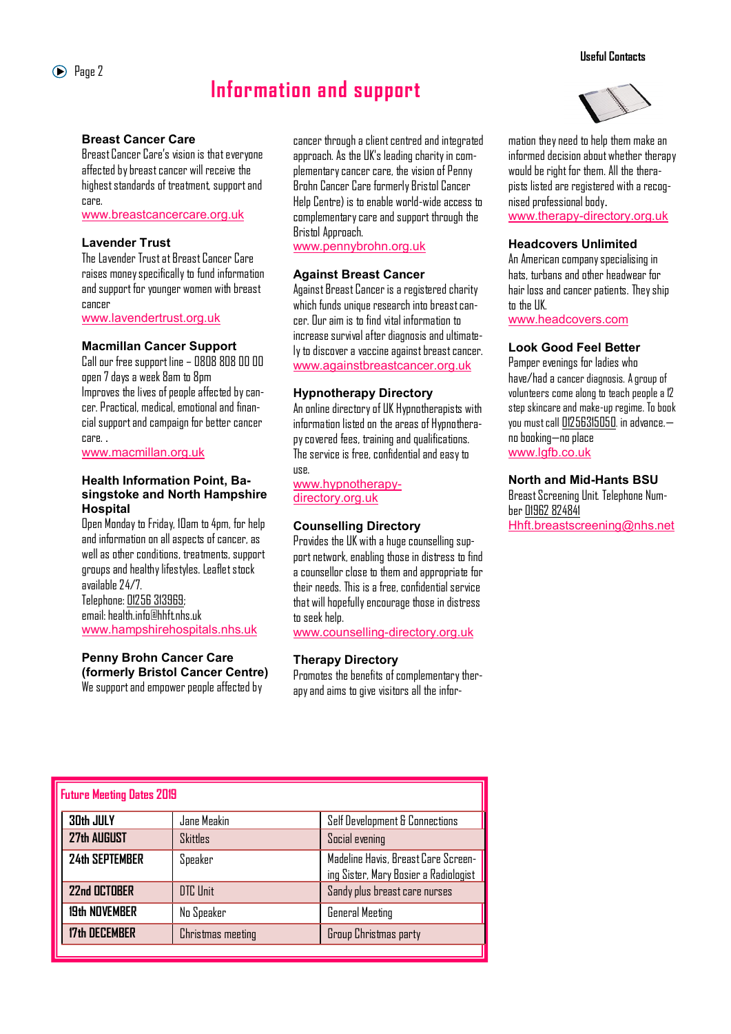# Information and support

Useful Contacts

### Breast Cancer Care

Breast Cancer Care's vision is that everyone affected by breast cancer will receive the highest standards of treatment, support and care.

www.breastcancercare.org.uk

### Lavender Trust

The Lavender Trust at Breast Cancer Care raises money specifically to fund information and support for younger women with breast cancer

www.lavendertrust.org.uk

### Macmillan Cancer Support

Call our free support line – 0808 808 00 00 open 7 days a week 8am to 8pm

Improves the lives of people affected by cancer. Practical, medical, emotional and financial support and campaign for better cancer care. .

www.macmillan.org.uk

### Health Information Point, Basingstoke and North Hampshire Hospital

Open Monday to Friday, 10am to 4pm, for help and information on all aspects of cancer, as well as other conditions, treatments, support groups and healthy lifestyles. Leaflet stock available 24/7.

Telephone: 01256 313969;

email: health.info@hhft.nhs.uk

www.hampshirehospitals.nhs.uk

### Penny Brohn Cancer Care (formerly Bristol Cancer Centre)

We support and empower people affected by cancer through a client centred and integrated approach. As the UK's leading charity in complementary cancer care, the vision of Penny Brohn Cancer Care formerly Bristol Cancer Help Centre) is to enable world-wide access to complementary care and support through the Bristol Approach.

www.pennybrohn.org.uk

### Against Breast Cancer

Against Breast Cancer is a registered charity which funds unique research into breast cancer. Our aim is to find vital information to increase survival after diagnosis and ultimately to discover a vaccine against breast cancer.

www.againstbreastcancer.org.uk

### Hypnotherapy Directory

An online directory of UK Hypnotherapists with information listed on the areas of Hypnotherapy covered fees, training and qualifications. The service is free, confidential and easy to use.

www.hypnotherapy-directory.org.uk

### Counselling Directory

Provides the UK with a huge counselling support network, enabling those in distress to find a counsellor close to them and appropriate for their needs. This is a free, confidential service that will hopefully encourage those in distress to seek help.

www.counselling-directory.org.uk

### Therapy Directory

Promotes the benefits of complementary therapy and aims to give visitors all the information they need to help them make an informed decision about whether therapy would be right for them. All the therapists listed are registered with a recognised professional body.

www.therapy-directory.org.uk

### Headcovers Unlimited

An American company specialising in hats, turbans and other headwear for hair loss and cancer patients. They ship to the UK.

www.headcovers.com

### Look Good Feel Better

Pamper evenings for ladies who have/had a cancer diagnosis. A group of volunteers come along to teach people a 12 step skincare and make-up regime. To book you must call 01256315050. in advance.—no booking—no place

www.lgfb.co.uk

### North and Mid-Hants BSU

Breast Screening Unit. Telephone Number 01962 824841

Hhft.breastscreening@nhs.net

**Future Meeting Dates 2019**

| | | |
|---|---|---|
| **30th JULY** | Jane Meakin | Self Development & Connections |
| **27th AUGUST** | Skittles | Social evening |
| **24th SEPTEMBER** | Speaker | Madeline Havis, Breast Care Screening Sister, Mary Bosier a Radiologist |
| **22nd OCTOBER** | DTC Unit | Sandy plus breast care nurses |
| **19th NOVEMBER** | No Speaker | General Meeting |
| **17th DECEMBER** | Christmas meeting | Group Christmas party |